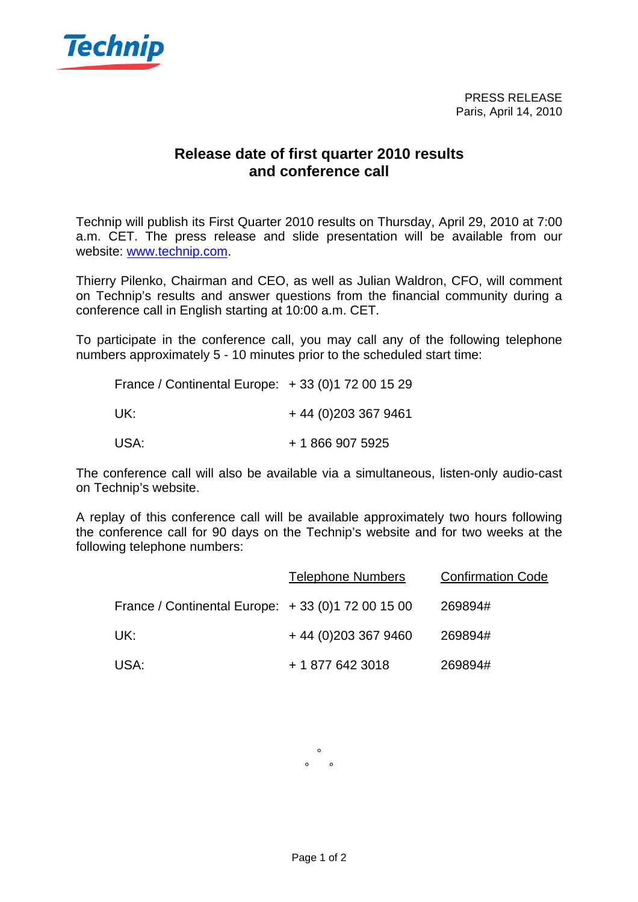Technip

PRESS RELEASE
Paris, April 14, 2010

# Release date of first quarter 2010 results and conference call

Technip will publish its First Quarter 2010 results on Thursday, April 29, 2010 at 7:00 a.m. CET. The press release and slide presentation will be available from our website: www.technip.com.

Thierry Pilenko, Chairman and CEO, as well as Julian Waldron, CFO, will comment on Technip's results and answer questions from the financial community during a conference call in English starting at 10:00 a.m. CET.

To participate in the conference call, you may call any of the following telephone numbers approximately 5 - 10 minutes prior to the scheduled start time:

| | |
|---|---|
| France / Continental Europe: | + 33 (0)1 72 00 15 29 |
| UK: | + 44 (0)203 367 9461 |
| USA: | + 1 866 907 5925 |

The conference call will also be available via a simultaneous, listen-only audio-cast on Technip's website.

A replay of this conference call will be available approximately two hours following the conference call for 90 days on the Technip's website and for two weeks at the following telephone numbers:

| | Telephone Numbers | Confirmation Code |
|---|---|---|
| France / Continental Europe: | + 33 (0)1 72 00 15 00 | 269894# |
| UK: | + 44 (0)203 367 9460 | 269894# |
| USA: | + 1 877 642 3018 | 269894# |

°
° °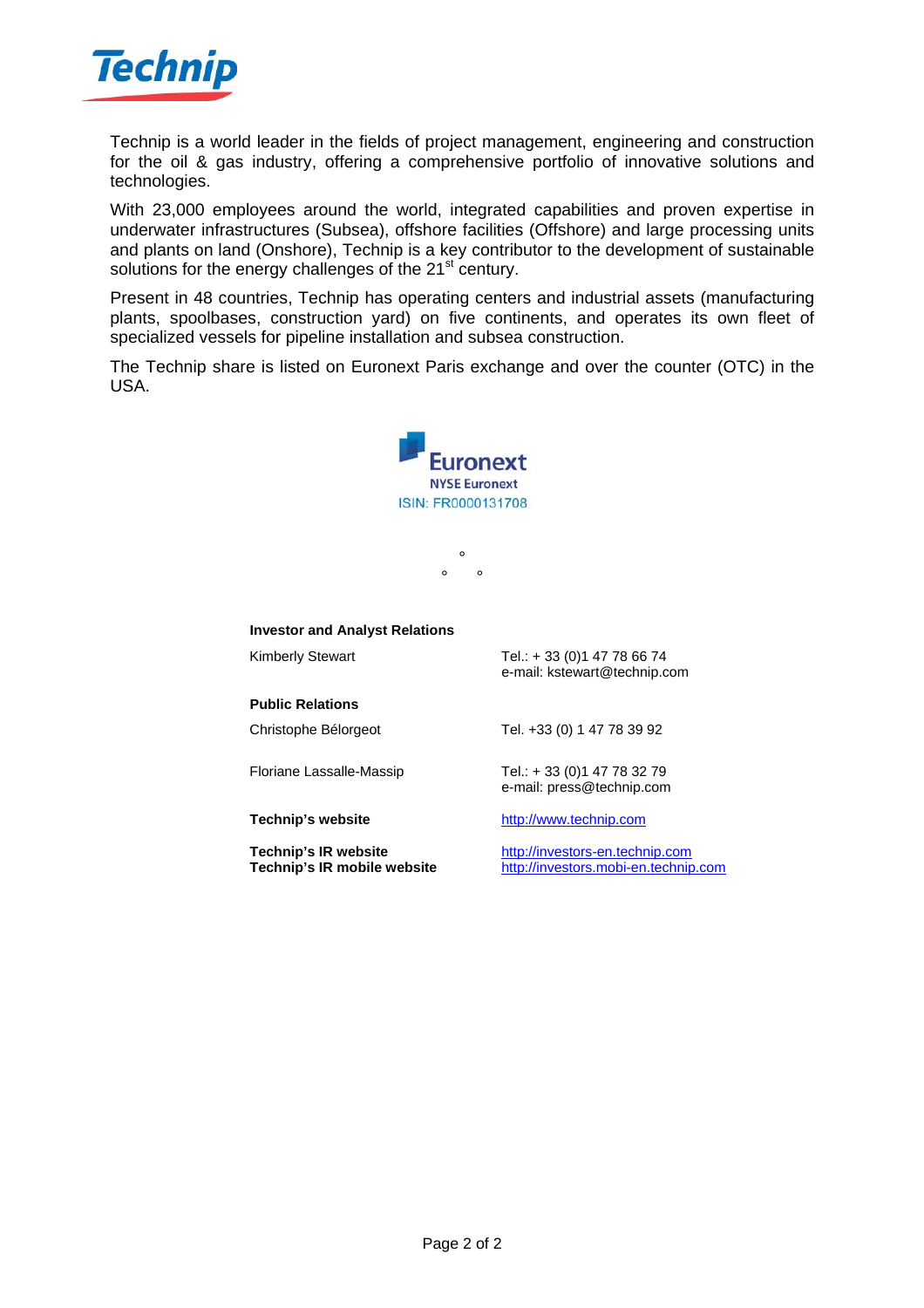Technip is a world leader in the fields of project management, engineering and construction for the oil & gas industry, offering a comprehensive portfolio of innovative solutions and technologies.

With 23,000 employees around the world, integrated capabilities and proven expertise in underwater infrastructures (Subsea), offshore facilities (Offshore) and large processing units and plants on land (Onshore), Technip is a key contributor to the development of sustainable solutions for the energy challenges of the 21st century.

Present in 48 countries, Technip has operating centers and industrial assets (manufacturing plants, spoolbases, construction yard) on five continents, and operates its own fleet of specialized vessels for pipeline installation and subsea construction.

The Technip share is listed on Euronext Paris exchange and over the counter (OTC) in the USA.

Euronext
NYSE Euronext
ISIN: FR0000131708

°
° °

**Investor and Analyst Relations**

| | |
|---|---|
| Kimberly Stewart | Tel.: + 33 (0)1 47 78 66 74<br>e-mail: kstewart@technip.com |

**Public Relations**

| | |
|---|---|
| Christophe Bélorgeot | Tel. +33 (0) 1 47 78 39 92 |
| Floriane Lassalle-Massip | Tel.: + 33 (0)1 47 78 32 79<br>e-mail: press@technip.com |

| | |
|---|---|
| **Technip's website** | http://www.technip.com |
| **Technip's IR website** | http://investors-en.technip.com |
| **Technip's IR mobile website** | http://investors.mobi-en.technip.com |